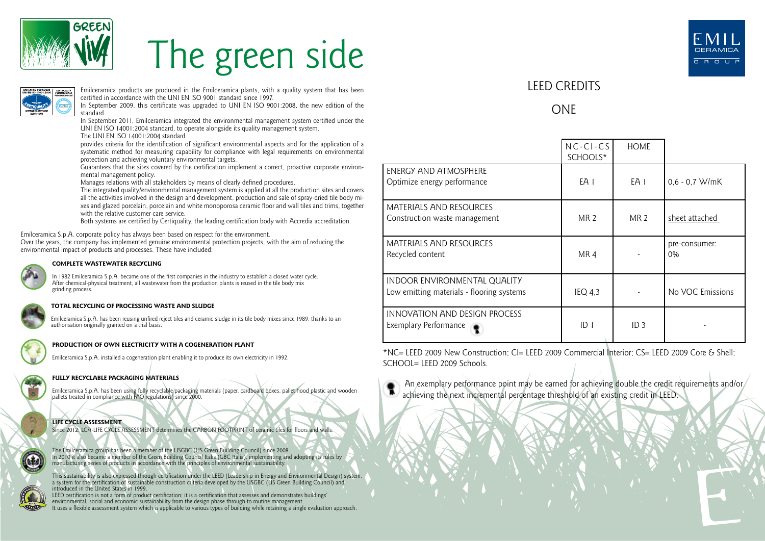# The green side

Emilceramica products are produced in the Emilceramica plants, with a quality system that has been certified in accordance with the UNI EN ISO 9001 standard since 1997.

In September 2009, this certificate was upgraded to UNI EN ISO 9001:2008, the new edition of the standard.

In September 2011, Emilceramica integrated the environmental management system certified under the UNI EN ISO 14001:2004 standard, to operate alongside its quality management system.

The UNI EN ISO 14001:2004 standard

provides criteria for the identification of significant environmental aspects and for the application of a systematic method for measuring capability for compliance with legal requirements on environmental protection and achieving voluntary environmental targets.

Guarantees that the sites covered by the certification implement a correct, proactive corporate environmental management policy.

Manages relations with all stakeholders by means of clearly defined procedures.

The integrated quality/environmental management system is applied at all the production sites and covers all the activities involved in the design and development, production and sale of spray-dried tile body mixes and glazed porcelain, porcelain and white monoporosa ceramic floor and wall tiles and trims, together with the relative customer care service.

Both systems are certified by Certiquality, the leading certification body with Accredia accreditation.

Emilceramica S.p.A. corporate policy has always been based on respect for the environment.
Over the years, the company has implemented genuine environmental protection projects, with the aim of reducing the environmental impact of products and processes. These have included:

**COMPLETE WASTEWATER RECYCLING**

In 1982 Emilceramica S.p.A. became one of the first companies in the industry to establish a closed water cycle. After chemical-physical treatment, all wastewater from the production plants is reused in the tile body mix grinding process.

**TOTAL RECYCLING OF PROCESSING WASTE AND SLUDGE**

Emilceramica S.p.A. has been reusing unfired reject tiles and ceramic sludge in its tile body mixes since 1989, thanks to an authorisation originally granted on a trial basis.

**PRODUCTION OF OWN ELECTRICITY WITH A COGENERATION PLANT**

Emilceramica S.p.A. installed a cogeneration plant enabling it to produce its own electricity in 1992.

**FULLY RECYCLABLE PACKAGING MATERIALS**

Emilceramica S.p.A. has been using fully recyclable packaging materials (paper, cardboard boxes, pallet hood plastic and wooden pallets treated in compliance with FAO regulations) since 2000.

**LIFE CYCLE ASSESSMENT**

Since 2012, LCA-LIFE CYCLE ASSESSMENT determines the CARBON FOOTPRINT of ceramic tiles for floors and walls.

The Emilceramica group has been a member of the USGBC (US Green Building Council) since 2008.
In 2010 it also became a member of the Green Building Council Italia (GBC Italia), implementing and adopting its rules by manufacturing series of products in accordance with the principles of environmental sustainability.

This sustainability is also expressed through certification under the LEED (Leadership in Energy and Environmental Design) system, a system for the certification of sustainable construction criteria developed by the USGBC (US Green Building Council) and introduced in the United States in 1999.
LEED certification is not a form of product certification; it is a certification that assesses and demonstrates buildings' environmental, social and economic sustainability from the design phase through to routine management.
It uses a flexible assessment system which is applicable to various types of building while retaining a single evaluation approach.

## LEED CREDITS

## ONE

| | NC-CI-CS SCHOOLS* | HOME | |
|---|---|---|---|
| ENERGY AND ATMOSPHERE<br>Optimize energy performance | EA 1 | EA 1 | 0,6 - 0,7 W/mK |
| MATERIALS AND RESOURCES<br>Construction waste management | MR 2 | MR 2 | sheet attached |
| MATERIALS AND RESOURCES<br>Recycled content | MR 4 | - | pre-consumer: 0% |
| INDOOR ENVIRONMENTAL QUALITY<br>Low emitting materials - flooring systems | IEQ 4,3 | - | No VOC Emissions |
| INNOVATION AND DESIGN PROCESS<br>Exemplary Performance | ID 1 | ID 3 | - |

*NC= LEED 2009 New Construction; CI= LEED 2009 Commercial Interior; CS= LEED 2009 Core & Shell; SCHOOL= LEED 2009 Schools.

An exemplary performance point may be earned for achieving double the credit requirements and/or achieving the next incremental percentage threshold of an existing credit in LEED.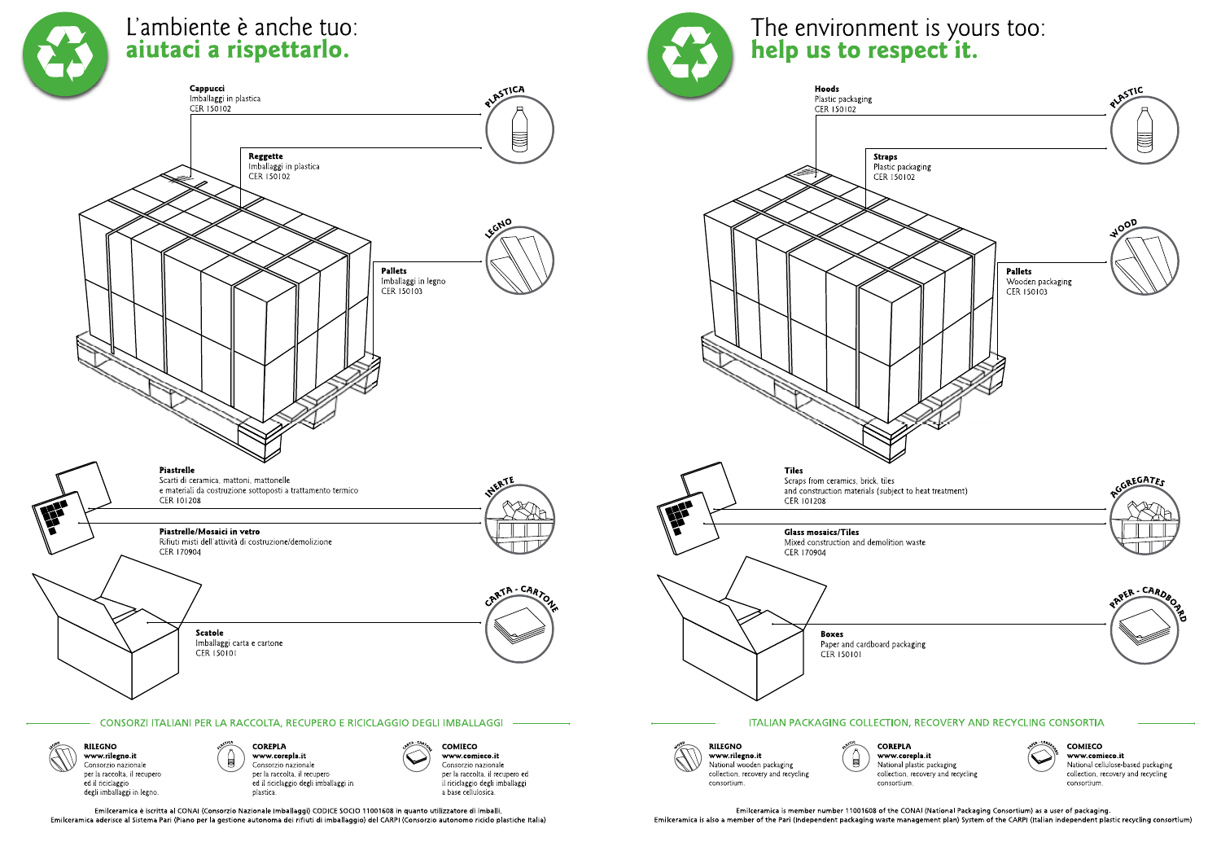# L'ambiente è anche tuo: **aiutaci a rispettarlo.**

**Cappucci**
Imballaggi in plastica
CER 150102

**Reggette**
Imballaggi in plastica
CER 150102

PLASTICA

LEGNO

**Pallets**
Imballaggi in legno
CER 150103

**Piastrelle**
Scarti di ceramica, mattoni, mattonelle
e materiali da costruzione sottoposti a trattamento termico
CER 101208

INERTE

**Piastrelle/Mosaici in vetro**
Rifiuti misti dell'attività di costruzione/demolizione
CER 170904

CARTA - CARTONE

**Scatole**
Imballaggi carta e cartone
CER 150101

## CONSORZI ITALIANI PER LA RACCOLTA, RECUPERO E RICICLAGGIO DEGLI IMBALLAGGI

**RILEGNO**
**www.rilegno.it**
Consorzio nazionale per la raccolta, il recupero ed il riciclaggio degli imballaggi in legno.

**COREPLA**
**www.corepla.it**
Consorzio nazionale per la raccolta, il recupero ed il riciclaggio degli imballaggi in plastica.

**COMIECO**
**www.comieco.it**
Consorzio nazionale per la raccolta, il recupero ed il riciclaggio degli imballaggi a base cellulosica.

Emilceramica è iscritta al CONAI (Consorzio Nazionale Imballaggi) CODICE SOCIO 11001608 in quanto utilizzatore di imballi.
Emilceramica aderisce al Sistema Pari (Piano per la gestione autonoma dei rifiuti di imballaggio) del CARPI (Consorzio autonomo riciclo plastiche Italia)

# The environment is yours too: **help us to respect it.**

**Hoods**
Plastic packaging
CER 150102

**Straps**
Plastic packaging
CER 150102

PLASTIC

WOOD

**Pallets**
Wooden packaging
CER 150103

**Tiles**
Scraps from ceramics, brick, tiles
and construction materials (subject to heat treatment)
CER 101208

AGGREGATES

**Glass mosaics/Tiles**
Mixed construction and demolition waste
CER 170904

PAPER - CARDBOARD

**Boxes**
Paper and cardboard packaging
CER 150101

## ITALIAN PACKAGING COLLECTION, RECOVERY AND RECYCLING CONSORTIA

**RILEGNO**
**www.rilegno.it**
National wooden packaging collection, recovery and recycling consortium.

**COREPLA**
**www.corepla.it**
National plastic packaging collection, recovery and recycling consortium.

**COMIECO**
**www.comieco.it**
National cellulose-based packaging collection, recovery and recycling consortium.

Emilceramica is member number 11001608 of the CONAI (National Packaging Consortium) as a user of packaging.
Emilceramica is also a member of the Pari (Independent packaging waste management plan) System of the CARPI (Italian independent plastic recycling consortium)